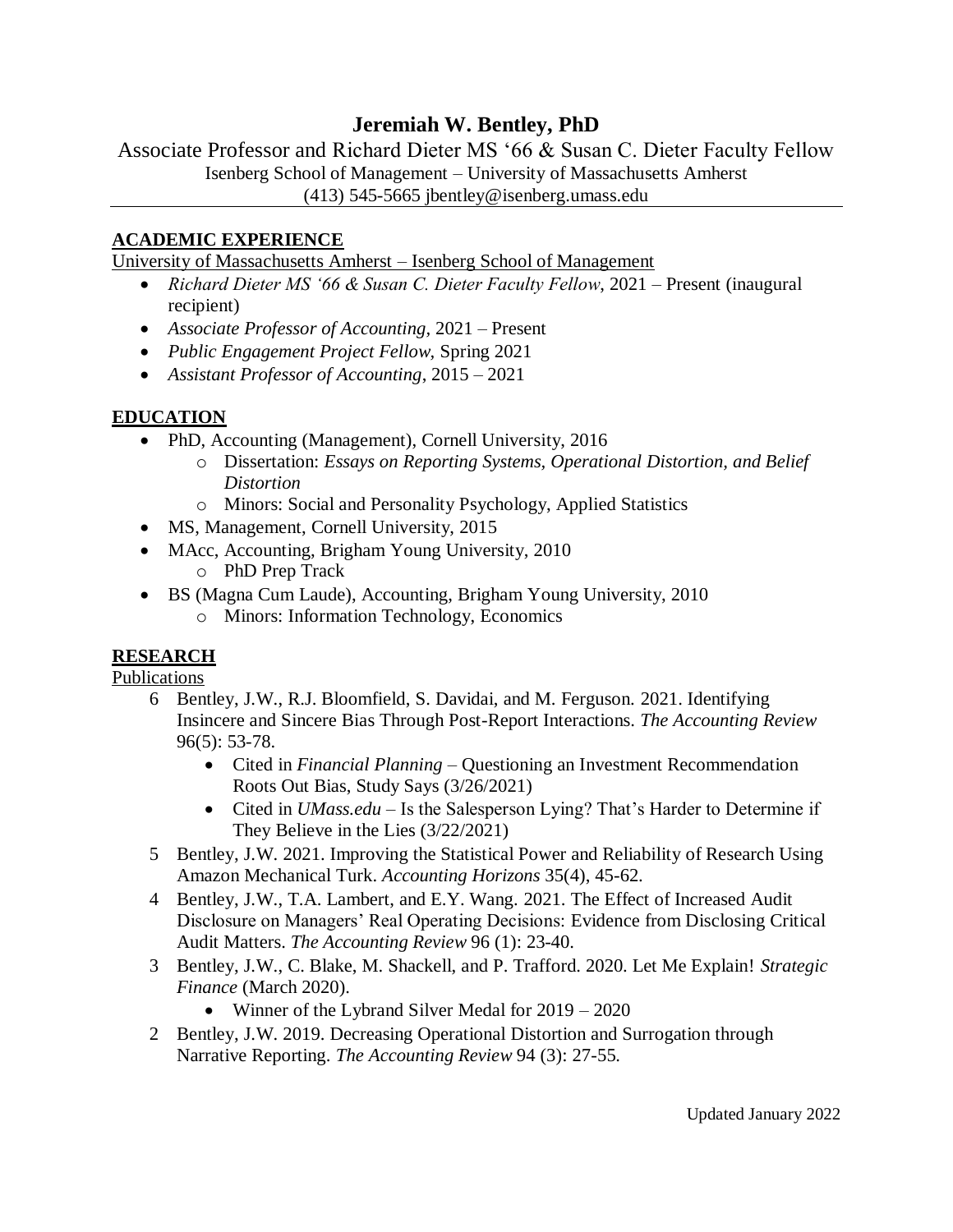# Jeremiah W. Bentley, PhD

Associate Professor and Richard Dieter MS ‘66 & Susan C. Dieter Faculty Fellow
Isenberg School of Management – University of Massachusetts Amherst
(413) 545-5665 jbentley@isenberg.umass.edu

## ACADEMIC EXPERIENCE

University of Massachusetts Amherst – Isenberg School of Management

- *Richard Dieter MS ‘66 & Susan C. Dieter Faculty Fellow*, 2021 – Present (inaugural recipient)
- *Associate Professor of Accounting,* 2021 – Present
- *Public Engagement Project Fellow,* Spring 2021
- *Assistant Professor of Accounting*, 2015 – 2021

## EDUCATION

- PhD, Accounting (Management), Cornell University, 2016
    - Dissertation: *Essays on Reporting Systems, Operational Distortion, and Belief Distortion*
    - Minors: Social and Personality Psychology, Applied Statistics
- MS, Management, Cornell University, 2015
- MAcc, Accounting, Brigham Young University, 2010
    - PhD Prep Track
- BS (Magna Cum Laude), Accounting, Brigham Young University, 2010
    - Minors: Information Technology, Economics

## RESEARCH

Publications

6 Bentley, J.W., R.J. Bloomfield, S. Davidai, and M. Ferguson. 2021. Identifying Insincere and Sincere Bias Through Post-Report Interactions. *The Accounting Review* 96(5): 53-78.
- Cited in *Financial Planning* – Questioning an Investment Recommendation Roots Out Bias, Study Says (3/26/2021)
- Cited in *UMass.edu* – Is the Salesperson Lying? That’s Harder to Determine if They Believe in the Lies (3/22/2021)

5 Bentley, J.W. 2021. Improving the Statistical Power and Reliability of Research Using Amazon Mechanical Turk. *Accounting Horizons* 35(4), 45-62.

4 Bentley, J.W., T.A. Lambert, and E.Y. Wang. 2021. The Effect of Increased Audit Disclosure on Managers’ Real Operating Decisions: Evidence from Disclosing Critical Audit Matters. *The Accounting Review* 96 (1): 23-40.

3 Bentley, J.W., C. Blake, M. Shackell, and P. Trafford. 2020. Let Me Explain! *Strategic Finance* (March 2020).
- Winner of the Lybrand Silver Medal for 2019 – 2020

2 Bentley, J.W. 2019. Decreasing Operational Distortion and Surrogation through Narrative Reporting. *The Accounting Review* 94 (3): 27-55.

Updated January 2022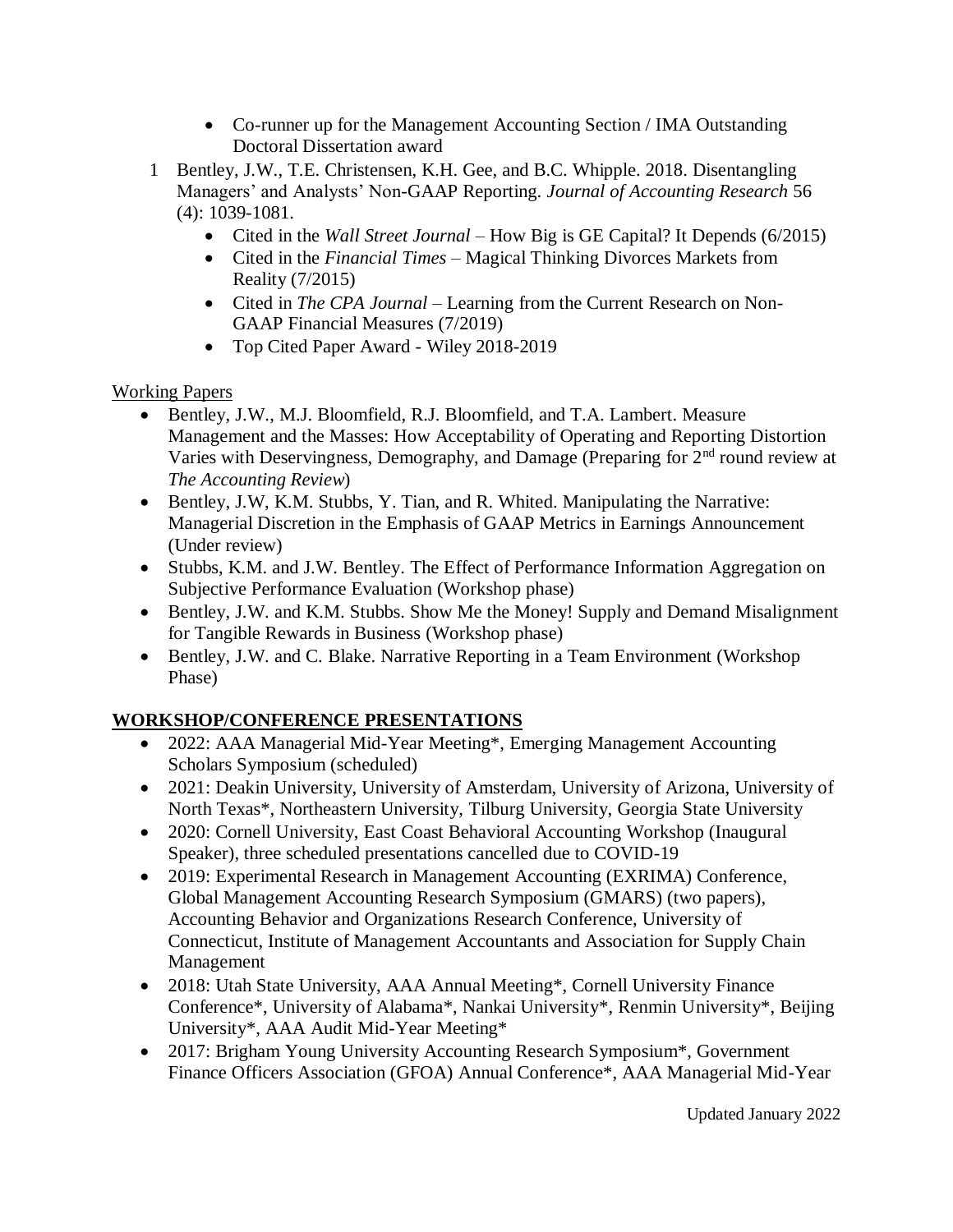- Co-runner up for the Management Accounting Section / IMA Outstanding Doctoral Dissertation award

1 Bentley, J.W., T.E. Christensen, K.H. Gee, and B.C. Whipple. 2018. Disentangling Managers' and Analysts' Non-GAAP Reporting. *Journal of Accounting Research* 56 (4): 1039-1081.
   - Cited in the *Wall Street Journal* – How Big is GE Capital? It Depends (6/2015)
   - Cited in the *Financial Times* – Magical Thinking Divorces Markets from Reality (7/2015)
   - Cited in *The CPA Journal* – Learning from the Current Research on Non-GAAP Financial Measures (7/2019)
   - Top Cited Paper Award - Wiley 2018-2019

<u>Working Papers</u>

- Bentley, J.W., M.J. Bloomfield, R.J. Bloomfield, and T.A. Lambert. Measure Management and the Masses: How Acceptability of Operating and Reporting Distortion Varies with Deservingness, Demography, and Damage (Preparing for 2nd round review at *The Accounting Review*)
- Bentley, J.W, K.M. Stubbs, Y. Tian, and R. Whited. Manipulating the Narrative: Managerial Discretion in the Emphasis of GAAP Metrics in Earnings Announcement (Under review)
- Stubbs, K.M. and J.W. Bentley. The Effect of Performance Information Aggregation on Subjective Performance Evaluation (Workshop phase)
- Bentley, J.W. and K.M. Stubbs. Show Me the Money! Supply and Demand Misalignment for Tangible Rewards in Business (Workshop phase)
- Bentley, J.W. and C. Blake. Narrative Reporting in a Team Environment (Workshop Phase)

## WORKSHOP/CONFERENCE PRESENTATIONS

- 2022: AAA Managerial Mid-Year Meeting*, Emerging Management Accounting Scholars Symposium (scheduled)
- 2021: Deakin University, University of Amsterdam, University of Arizona, University of North Texas*, Northeastern University, Tilburg University, Georgia State University
- 2020: Cornell University, East Coast Behavioral Accounting Workshop (Inaugural Speaker), three scheduled presentations cancelled due to COVID-19
- 2019: Experimental Research in Management Accounting (EXRIMA) Conference, Global Management Accounting Research Symposium (GMARS) (two papers), Accounting Behavior and Organizations Research Conference, University of Connecticut, Institute of Management Accountants and Association for Supply Chain Management
- 2018: Utah State University, AAA Annual Meeting*, Cornell University Finance Conference*, University of Alabama*, Nankai University*, Renmin University*, Beijing University*, AAA Audit Mid-Year Meeting*
- 2017: Brigham Young University Accounting Research Symposium*, Government Finance Officers Association (GFOA) Annual Conference*, AAA Managerial Mid-Year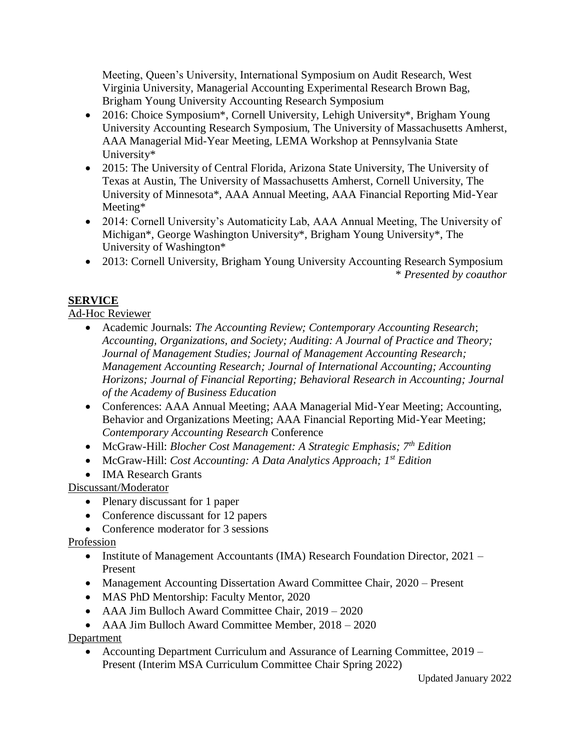Meeting, Queen's University, International Symposium on Audit Research, West Virginia University, Managerial Accounting Experimental Research Brown Bag, Brigham Young University Accounting Research Symposium

- 2016: Choice Symposium*, Cornell University, Lehigh University*, Brigham Young University Accounting Research Symposium, The University of Massachusetts Amherst, AAA Managerial Mid-Year Meeting, LEMA Workshop at Pennsylvania State University*
- 2015: The University of Central Florida, Arizona State University, The University of Texas at Austin, The University of Massachusetts Amherst, Cornell University, The University of Minnesota*, AAA Annual Meeting, AAA Financial Reporting Mid-Year Meeting*
- 2014: Cornell University's Automaticity Lab, AAA Annual Meeting, The University of Michigan*, George Washington University*, Brigham Young University*, The University of Washington*
- 2013: Cornell University, Brigham Young University Accounting Research Symposium

*\* Presented by coauthor*

## SERVICE

Ad-Hoc Reviewer

- Academic Journals: *The Accounting Review; Contemporary Accounting Research*; *Accounting, Organizations, and Society; Auditing: A Journal of Practice and Theory; Journal of Management Studies; Journal of Management Accounting Research; Management Accounting Research; Journal of International Accounting; Accounting Horizons; Journal of Financial Reporting; Behavioral Research in Accounting; Journal of the Academy of Business Education*
- Conferences: AAA Annual Meeting; AAA Managerial Mid-Year Meeting; Accounting, Behavior and Organizations Meeting; AAA Financial Reporting Mid-Year Meeting; *Contemporary Accounting Research* Conference
- McGraw-Hill: *Blocher Cost Management: A Strategic Emphasis; 7th Edition*
- McGraw-Hill: *Cost Accounting: A Data Analytics Approach; 1st Edition*
- IMA Research Grants

Discussant/Moderator

- Plenary discussant for 1 paper
- Conference discussant for 12 papers
- Conference moderator for 3 sessions

Profession

- Institute of Management Accountants (IMA) Research Foundation Director, 2021 – Present
- Management Accounting Dissertation Award Committee Chair, 2020 – Present
- MAS PhD Mentorship: Faculty Mentor, 2020
- AAA Jim Bulloch Award Committee Chair, 2019 – 2020
- AAA Jim Bulloch Award Committee Member, 2018 – 2020

Department

- Accounting Department Curriculum and Assurance of Learning Committee, 2019 – Present (Interim MSA Curriculum Committee Chair Spring 2022)

Updated January 2022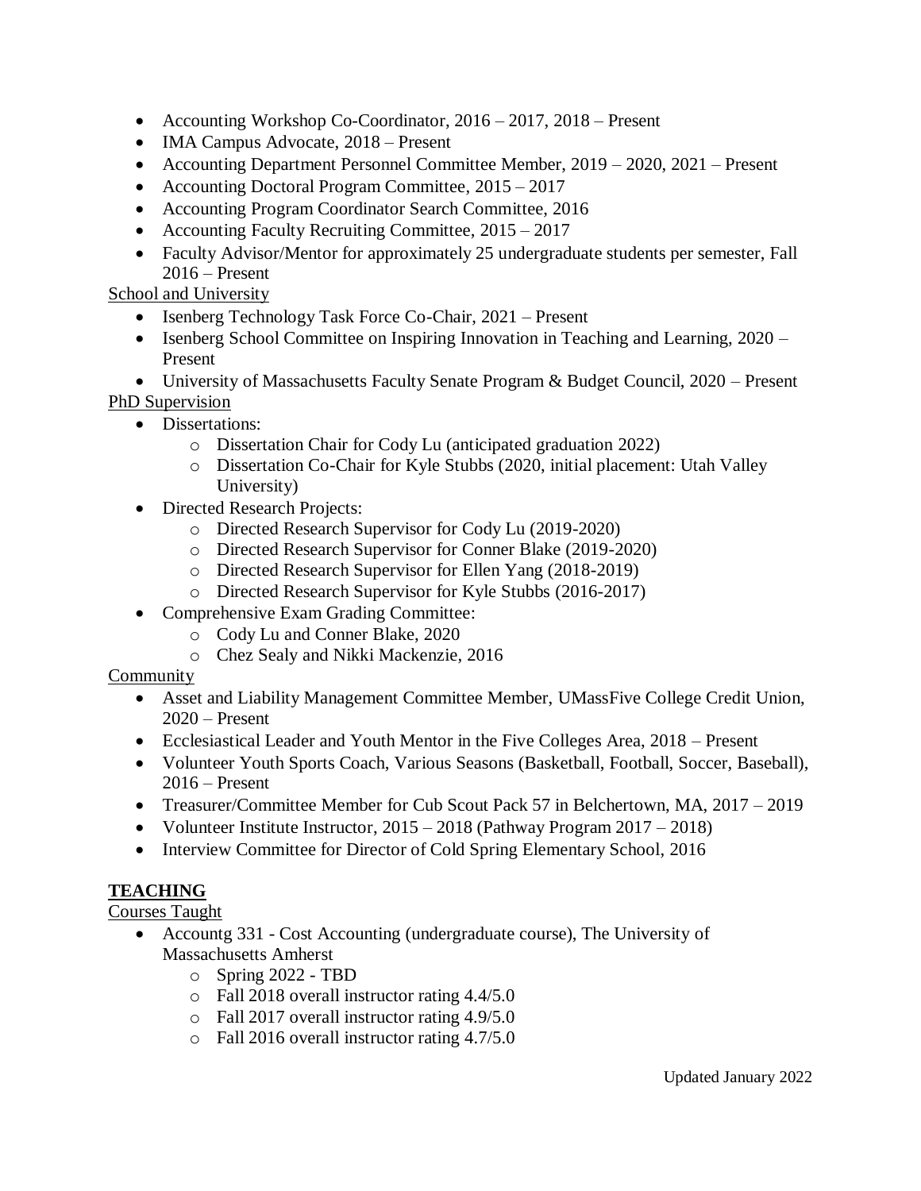- Accounting Workshop Co-Coordinator, 2016 – 2017, 2018 – Present
- IMA Campus Advocate, 2018 – Present
- Accounting Department Personnel Committee Member, 2019 – 2020, 2021 – Present
- Accounting Doctoral Program Committee, 2015 – 2017
- Accounting Program Coordinator Search Committee, 2016
- Accounting Faculty Recruiting Committee, 2015 – 2017
- Faculty Advisor/Mentor for approximately 25 undergraduate students per semester, Fall 2016 – Present

<u>School and University</u>

- Isenberg Technology Task Force Co-Chair, 2021 – Present
- Isenberg School Committee on Inspiring Innovation in Teaching and Learning, 2020 – Present
- University of Massachusetts Faculty Senate Program & Budget Council, 2020 – Present

<u>PhD Supervision</u>

- Dissertations:
    - Dissertation Chair for Cody Lu (anticipated graduation 2022)
    - Dissertation Co-Chair for Kyle Stubbs (2020, initial placement: Utah Valley University)
- Directed Research Projects:
    - Directed Research Supervisor for Cody Lu (2019-2020)
    - Directed Research Supervisor for Conner Blake (2019-2020)
    - Directed Research Supervisor for Ellen Yang (2018-2019)
    - Directed Research Supervisor for Kyle Stubbs (2016-2017)
- Comprehensive Exam Grading Committee:
    - Cody Lu and Conner Blake, 2020
    - Chez Sealy and Nikki Mackenzie, 2016

<u>Community</u>

- Asset and Liability Management Committee Member, UMassFive College Credit Union, 2020 – Present
- Ecclesiastical Leader and Youth Mentor in the Five Colleges Area, 2018 – Present
- Volunteer Youth Sports Coach, Various Seasons (Basketball, Football, Soccer, Baseball), 2016 – Present
- Treasurer/Committee Member for Cub Scout Pack 57 in Belchertown, MA, 2017 – 2019
- Volunteer Institute Instructor, 2015 – 2018 (Pathway Program 2017 – 2018)
- Interview Committee for Director of Cold Spring Elementary School, 2016

## TEACHING

<u>Courses Taught</u>

- Accountg 331 - Cost Accounting (undergraduate course), The University of Massachusetts Amherst
    - Spring 2022 - TBD
    - Fall 2018 overall instructor rating 4.4/5.0
    - Fall 2017 overall instructor rating 4.9/5.0
    - Fall 2016 overall instructor rating 4.7/5.0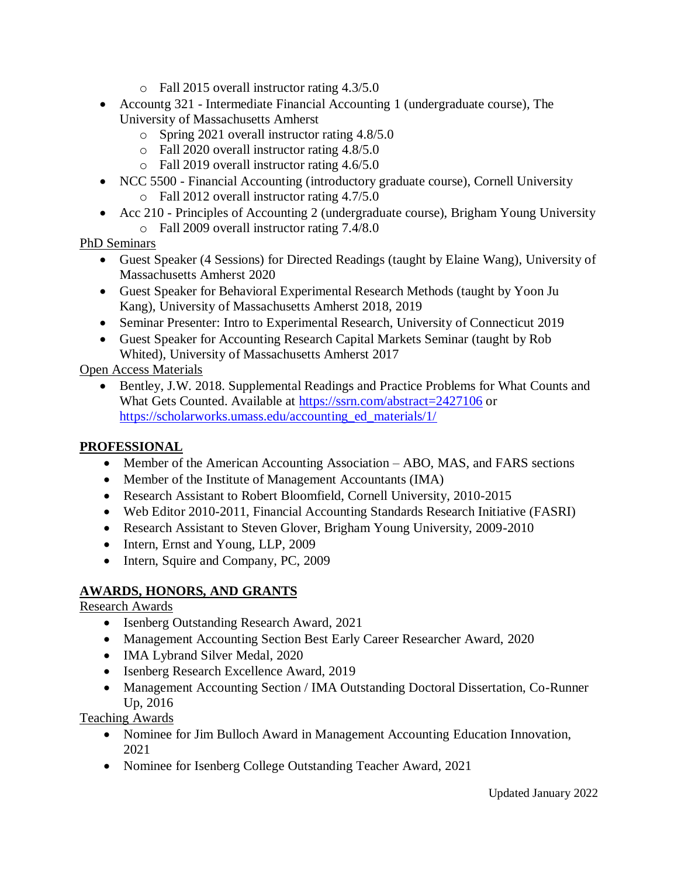- Fall 2015 overall instructor rating 4.3/5.0
- Accountg 321 - Intermediate Financial Accounting 1 (undergraduate course), The University of Massachusetts Amherst
    - Spring 2021 overall instructor rating 4.8/5.0
    - Fall 2020 overall instructor rating 4.8/5.0
    - Fall 2019 overall instructor rating 4.6/5.0
- NCC 5500 - Financial Accounting (introductory graduate course), Cornell University
    - Fall 2012 overall instructor rating 4.7/5.0
- Acc 210 - Principles of Accounting 2 (undergraduate course), Brigham Young University
    - Fall 2009 overall instructor rating 7.4/8.0

<u>PhD Seminars</u>

- Guest Speaker (4 Sessions) for Directed Readings (taught by Elaine Wang), University of Massachusetts Amherst 2020
- Guest Speaker for Behavioral Experimental Research Methods (taught by Yoon Ju Kang), University of Massachusetts Amherst 2018, 2019
- Seminar Presenter: Intro to Experimental Research, University of Connecticut 2019
- Guest Speaker for Accounting Research Capital Markets Seminar (taught by Rob Whited), University of Massachusetts Amherst 2017

<u>Open Access Materials</u>

- Bentley, J.W. 2018. Supplemental Readings and Practice Problems for What Counts and What Gets Counted. Available at https://ssrn.com/abstract=2427106 or https://scholarworks.umass.edu/accounting_ed_materials/1/

## PROFESSIONAL

- Member of the American Accounting Association – ABO, MAS, and FARS sections
- Member of the Institute of Management Accountants (IMA)
- Research Assistant to Robert Bloomfield, Cornell University, 2010-2015
- Web Editor 2010-2011, Financial Accounting Standards Research Initiative (FASRI)
- Research Assistant to Steven Glover, Brigham Young University, 2009-2010
- Intern, Ernst and Young, LLP, 2009
- Intern, Squire and Company, PC, 2009

## AWARDS, HONORS, AND GRANTS

<u>Research Awards</u>

- Isenberg Outstanding Research Award, 2021
- Management Accounting Section Best Early Career Researcher Award, 2020
- IMA Lybrand Silver Medal, 2020
- Isenberg Research Excellence Award, 2019
- Management Accounting Section / IMA Outstanding Doctoral Dissertation, Co-Runner Up, 2016

<u>Teaching Awards</u>

- Nominee for Jim Bulloch Award in Management Accounting Education Innovation, 2021
- Nominee for Isenberg College Outstanding Teacher Award, 2021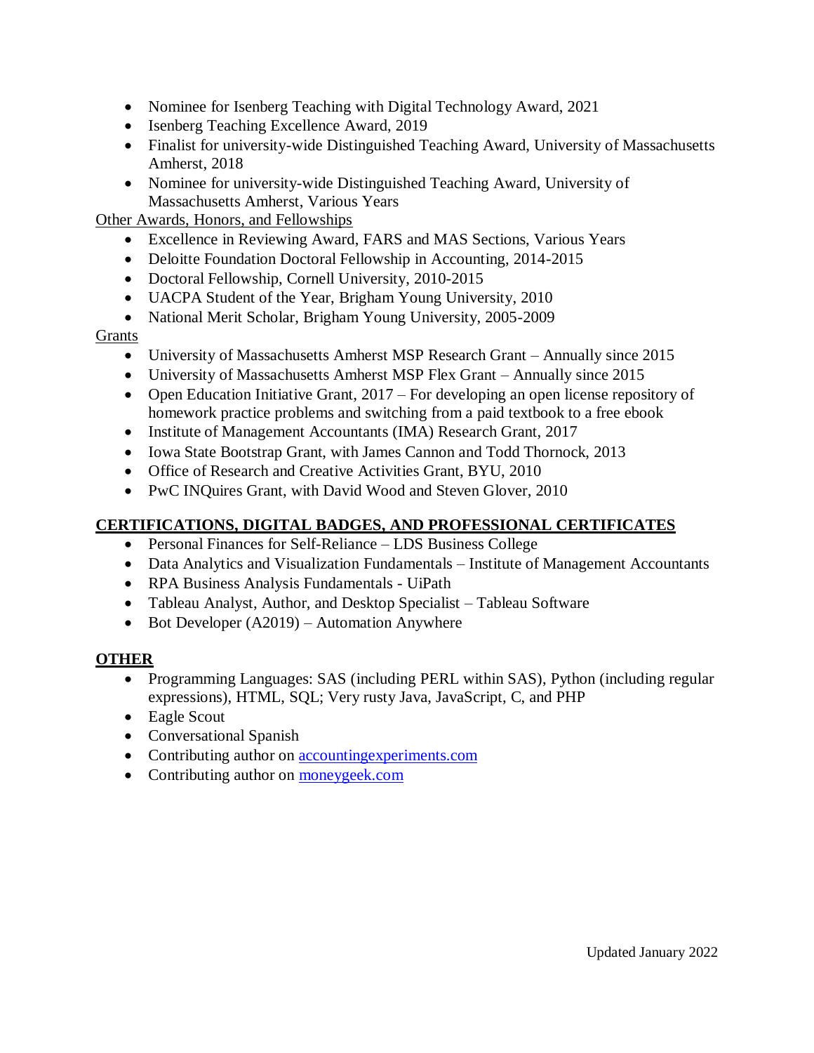- Nominee for Isenberg Teaching with Digital Technology Award, 2021
- Isenberg Teaching Excellence Award, 2019
- Finalist for university-wide Distinguished Teaching Award, University of Massachusetts Amherst, 2018
- Nominee for university-wide Distinguished Teaching Award, University of Massachusetts Amherst, Various Years

Other Awards, Honors, and Fellowships

- Excellence in Reviewing Award, FARS and MAS Sections, Various Years
- Deloitte Foundation Doctoral Fellowship in Accounting, 2014-2015
- Doctoral Fellowship, Cornell University, 2010-2015
- UACPA Student of the Year, Brigham Young University, 2010
- National Merit Scholar, Brigham Young University, 2005-2009

Grants

- University of Massachusetts Amherst MSP Research Grant – Annually since 2015
- University of Massachusetts Amherst MSP Flex Grant – Annually since 2015
- Open Education Initiative Grant, 2017 – For developing an open license repository of homework practice problems and switching from a paid textbook to a free ebook
- Institute of Management Accountants (IMA) Research Grant, 2017
- Iowa State Bootstrap Grant, with James Cannon and Todd Thornock, 2013
- Office of Research and Creative Activities Grant, BYU, 2010
- PwC INQuires Grant, with David Wood and Steven Glover, 2010

## CERTIFICATIONS, DIGITAL BADGES, AND PROFESSIONAL CERTIFICATES

- Personal Finances for Self-Reliance – LDS Business College
- Data Analytics and Visualization Fundamentals – Institute of Management Accountants
- RPA Business Analysis Fundamentals - UiPath
- Tableau Analyst, Author, and Desktop Specialist – Tableau Software
- Bot Developer (A2019) – Automation Anywhere

## OTHER

- Programming Languages: SAS (including PERL within SAS), Python (including regular expressions), HTML, SQL; Very rusty Java, JavaScript, C, and PHP
- Eagle Scout
- Conversational Spanish
- Contributing author on [accountingexperiments.com](accountingexperiments.com)
- Contributing author on [moneygeek.com](moneygeek.com)

Updated January 2022